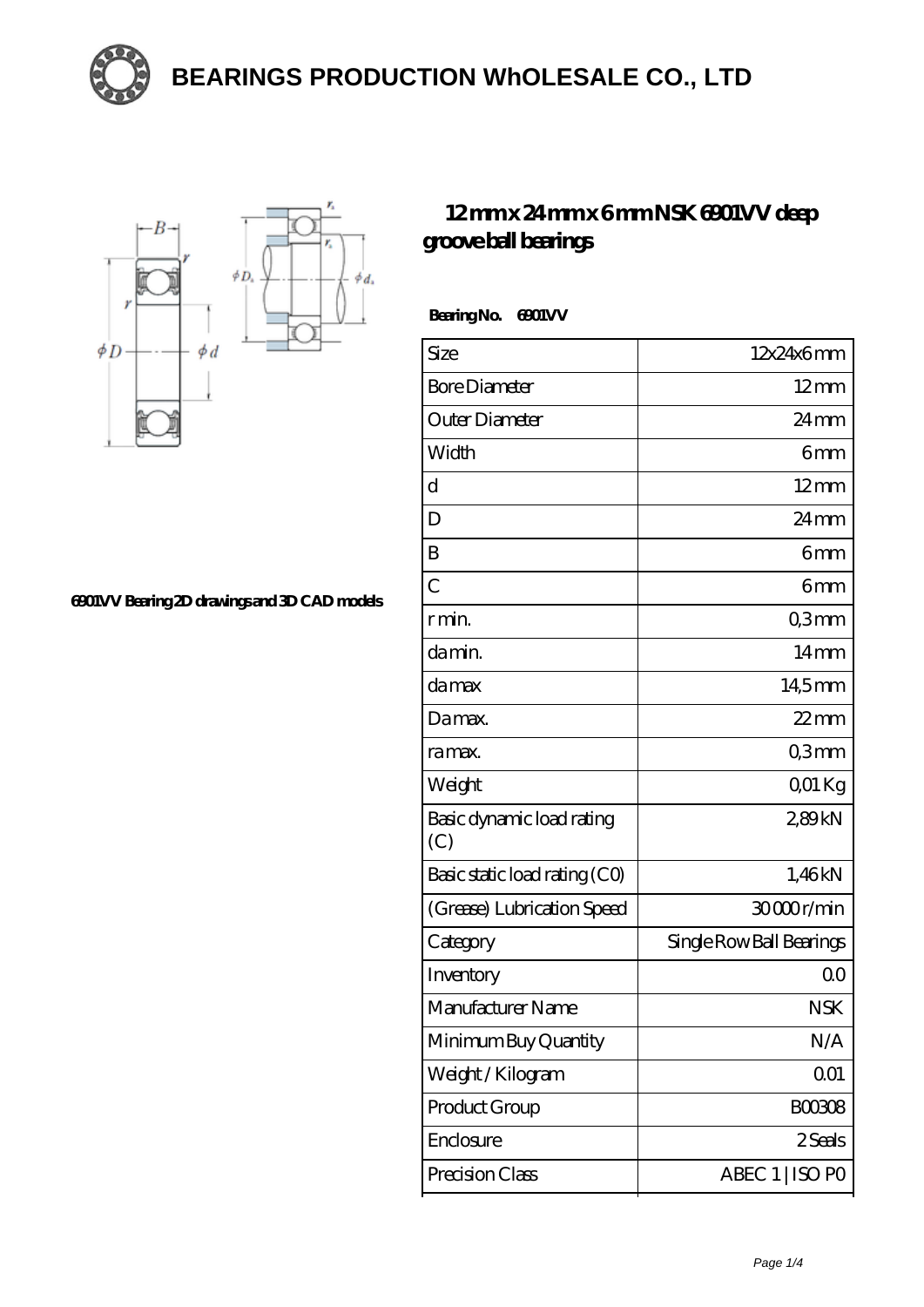# BEARINGS PRODUCTION WhOLESALE CO., LTD

## 12 mm x 24 mm x 6 mm NSK 6901VV deep groove ball bearings

6901VV Bearing 2D drawings and 3D CAD models

**Bearing No. 6901VV**

| | |
|---|---|
| Size | 12x24x6 mm |
| Bore Diameter | 12 mm |
| Outer Diameter | 24 mm |
| Width | 6 mm |
| d | 12 mm |
| D | 24 mm |
| B | 6 mm |
| C | 6 mm |
| r min. | 0,3 mm |
| da min. | 14 mm |
| da max | 14,5 mm |
| Da max. | 22 mm |
| ra max. | 0,3 mm |
| Weight | 0,01 Kg |
| Basic dynamic load rating (C) | 2,89 kN |
| Basic static load rating (C0) | 1,46 kN |
| (Grease) Lubrication Speed | 30 000 r/min |
| Category | Single Row Ball Bearings |
| Inventory | 0.0 |
| Manufacturer Name | NSK |
| Minimum Buy Quantity | N/A |
| Weight / Kilogram | 0.01 |
| Product Group | B00308 |
| Enclosure | 2 Seals |
| Precision Class | ABEC 1 \| ISO P0 |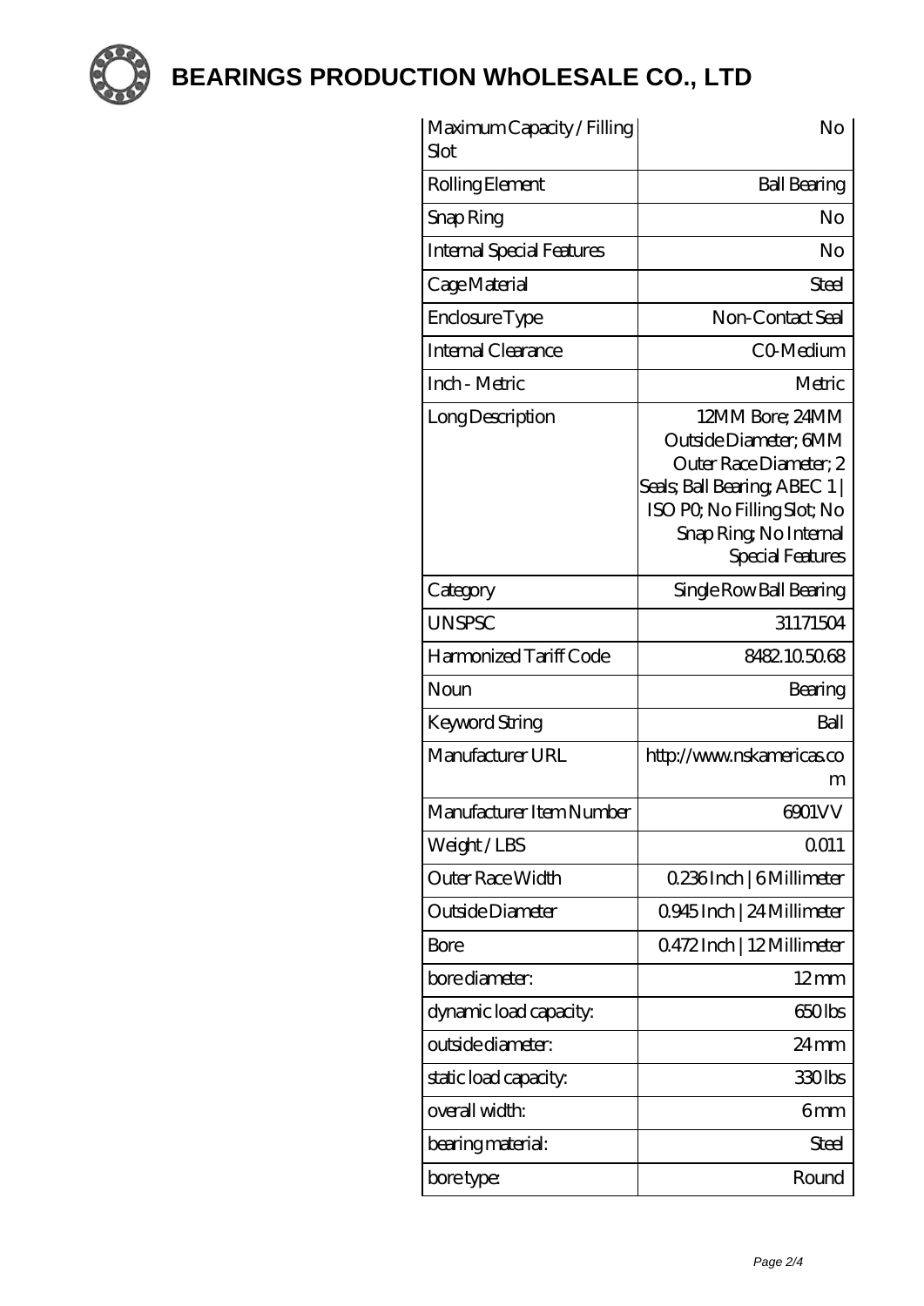# BEARINGS PRODUCTION WhOLESALE CO., LTD

| | |
|---|---|
| Maximum Capacity / Filling Slot | No |
| Rolling Element | Ball Bearing |
| Snap Ring | No |
| Internal Special Features | No |
| Cage Material | Steel |
| Enclosure Type | Non-Contact Seal |
| Internal Clearance | C0-Medium |
| Inch - Metric | Metric |
| Long Description | 12MM Bore; 24MM Outside Diameter; 6MM Outer Race Diameter; 2 Seals; Ball Bearing; ABEC 1 \| ISO P0; No Filling Slot; No Snap Ring; No Internal Special Features |
| Category | Single Row Ball Bearing |
| UNSPSC | 31171504 |
| Harmonized Tariff Code | 8482.10.50.68 |
| Noun | Bearing |
| Keyword String | Ball |
| Manufacturer URL | http://www.nskamericas.com |
| Manufacturer Item Number | 6901VV |
| Weight / LBS | 0.011 |
| Outer Race Width | 0.236 Inch \| 6 Millimeter |
| Outside Diameter | 0.945 Inch \| 24 Millimeter |
| Bore | 0.472 Inch \| 12 Millimeter |
| bore diameter: | 12 mm |
| dynamic load capacity: | 650 lbs |
| outside diameter: | 24 mm |
| static load capacity: | 330 lbs |
| overall width: | 6 mm |
| bearing material: | Steel |
| bore type: | Round |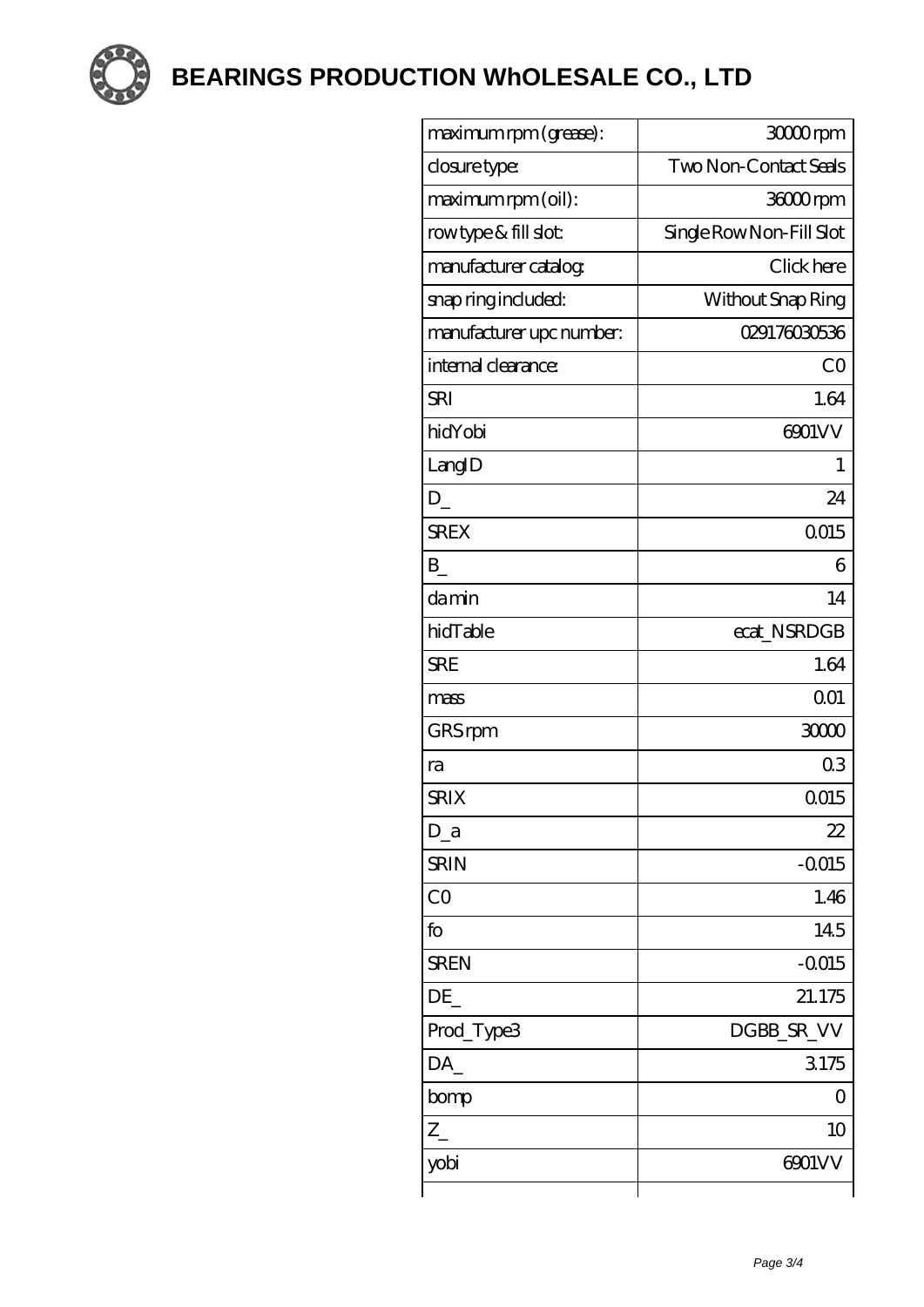# BEARINGS PRODUCTION WhOLESALE CO., LTD

| | |
|---|---|
| maximum rpm (grease): | 30000 rpm |
| closure type: | Two Non-Contact Seals |
| maximum rpm (oil): | 36000 rpm |
| row type & fill slot: | Single Row Non-Fill Slot |
| manufacturer catalog: | Click here |
| snap ring included: | Without Snap Ring |
| manufacturer upc number: | 029176030536 |
| internal clearance: | C0 |
| SRI | 1.64 |
| hidYobi | 6901VV |
| LangID | 1 |
| D_ | 24 |
| SREX | 0.015 |
| B_ | 6 |
| da min | 14 |
| hidTable | ecat_NSRDGB |
| SRE | 1.64 |
| mass | 0.01 |
| GRS rpm | 30000 |
| ra | 0.3 |
| SRIX | 0.015 |
| D_a | 22 |
| SRIN | -0.015 |
| C0 | 1.46 |
| fo | 14.5 |
| SREN | -0.015 |
| DE_ | 21.175 |
| Prod_Type3 | DGBB_SR_VV |
| DA_ | 3.175 |
| bomp | 0 |
| Z_ | 10 |
| yobi | 6901VV |
| | |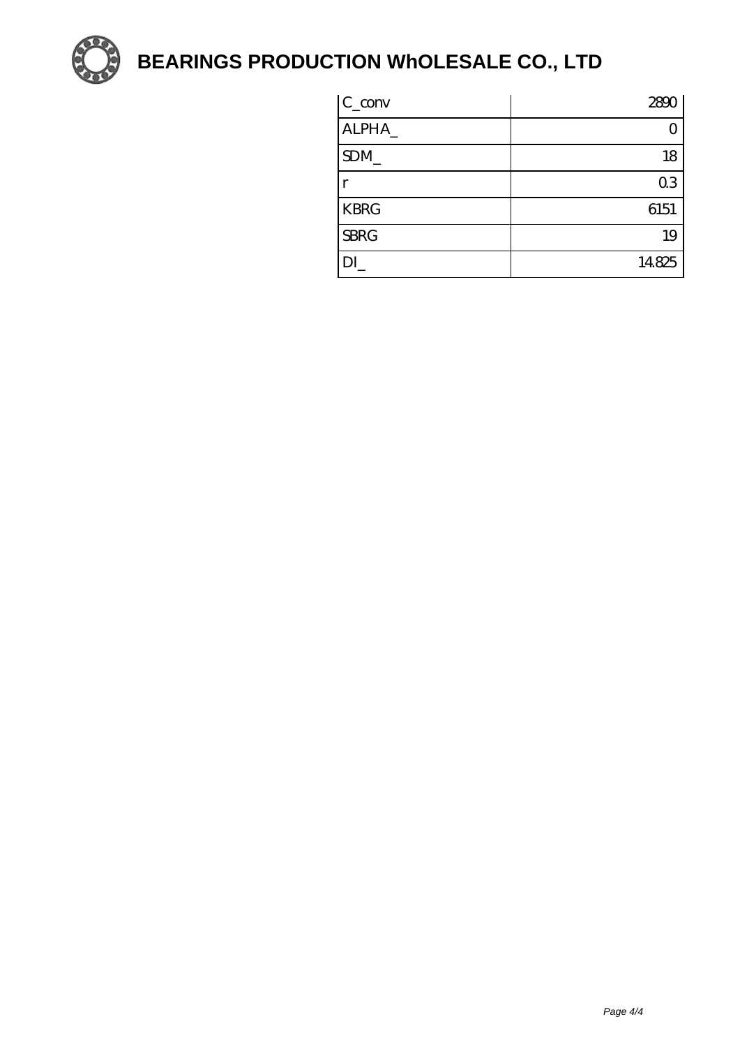| | |
|---|---|
| C_conv | 2890 |
| ALPHA_ | 0 |
| SDM_ | 18 |
| r | 0.3 |
| KBRG | 6151 |
| SBRG | 19 |
| DI_ | 14.825 |